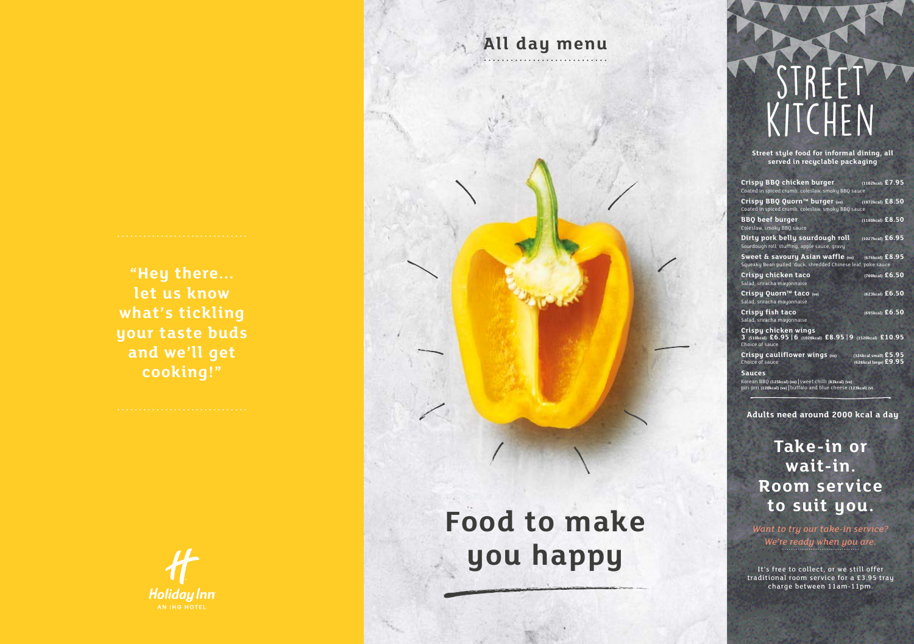"Hey there... let us know what's tickling your taste buds and we'll get cooking!"

Holiday Inn
AN IHG HOTEL

## All day menu

# Food to make you happy

# STREET KITCHEN

**Street style food for informal dining, all served in recyclable packaging**

**Crispy BBQ chicken burger** (1102kcal) **£7.95**
Coated in spiced crumb, coleslaw, smoky BBQ sauce

**Crispy BBQ Quorn™ burger** (ve) (1072kcal) **£8.50**
Coated in spiced crumb, coleslaw, smoky BBQ sauce

**BBQ beef burger** (1180kcal) **£8.50**
Coleslaw, smoky BBQ sauce

**Dirty pork belly sourdough roll** (1027kcal) **£6.95**
Sourdough roll, stuffing, apple sauce, gravy

**Sweet & savoury Asian waffle** (ve) (676kcal) **£8.95**
Squeaky Bean pulled 'duck, shredded Chinese leaf, poke sauce

**Crispy chicken taco** (700kcal) **£6.50**
Salad, sriracha mayonnaise

**Crispy Quorn™ taco** (ve) (623kcal) **£6.50**
Salad, sriracha mayonnaise

**Crispy fish taco** (695kcal) **£6.50**
Salad, sriracha mayonnaise

**Crispy chicken wings**
**3** (510kcal) **£6.95** | **6** (1020kcal) **£8.95** | **9** (1520kcal) **£10.95**
Choice of sauce

**Crispy cauliflower wings** (ve) (324kcal small) **£5.95**
Choice of sauce (628kcal large) **£9.95**

**Sauces**
Korean BBQ (125kcal) (ve) | sweet chilli (83kcal) (ve)
piri-piri (120kcal) (ve) | buffalo and blue cheese (123kcal) (v)

**Adults need around 2000 kcal a day**

## Take-in or wait-in. Room service to suit you.

*Want to try our take-in service? We're ready when you are.*

It's free to collect, or we still offer traditional room service for a £3.95 tray charge between 11am-11pm.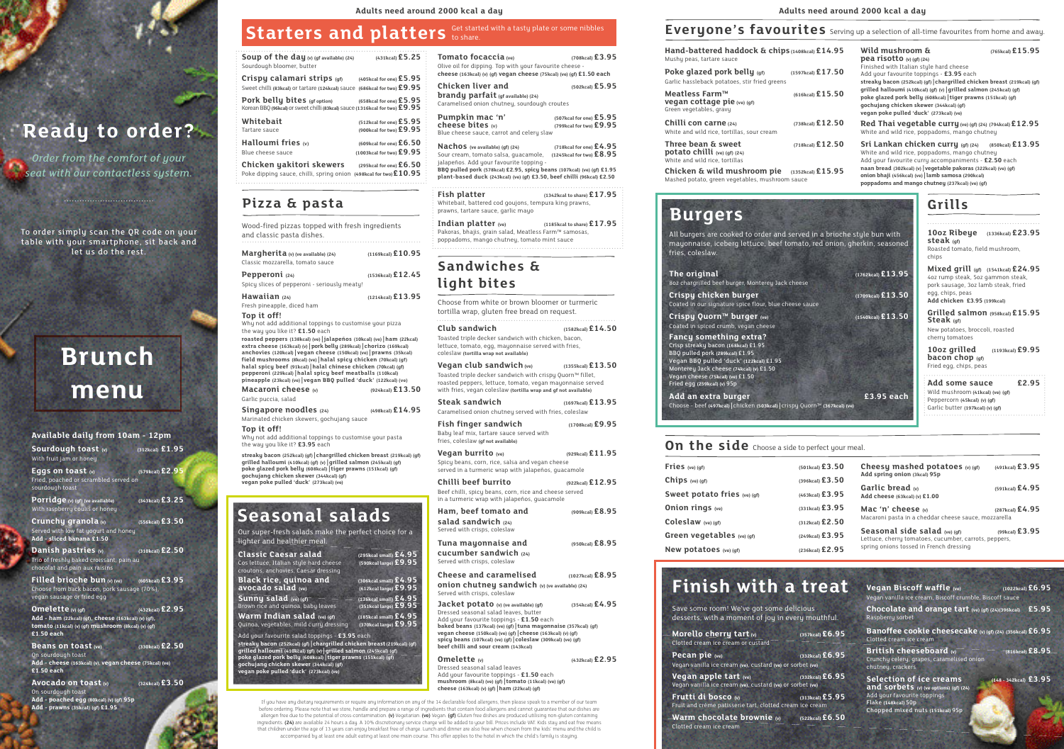Adults need around 2000 kcal a day

# Ready to order?

*Order from the comfort of your seat with our contactless system.*

To order simply scan the QR code on your table with your smartphone, sit back and let us do the rest.

# Brunch menu

## Available daily from 10am - 12pm

**Sourdough toast** (v) (312kcal) **£1.95**
With fruit jam or honey

**Eggs on toast** (v) (579kcal) **£2.95**
Fried, poached or scrambled served on sourdough toast

**Porridge** (v) (gf) (ve available) (343kcal) **£3.25**
With raspberry coulis or honey

**Crunchy granola** (v) (556kcal) **£3.50**
Served with low fat yogurt and honey
**Add - sliced banana £1.50**

**Danish pastries** (v) (310kcal) **£2.50**
Trio of freshly baked croissant, pain au chocolat and pain aux raisins

**Filled brioche bun** (v) (ve) (605kcal) **£3.95**
Choose from back bacon, pork sausage (70%), vegan sausage or fried egg

**Omelette** (v) (gf) (432kcal) **£2.95**
**Add - ham** (22kcal) (gf), **cheese** (163kcal) (v) (gf), **tomato** (11kcal) (v) (gf) **mushroom** (8kcal) (v) (gf) **£1.50 each**

**Beans on toast** (ve) (330kcal) **£2.50**
On sourdough toast
**Add - cheese** (163kcal) (v), **vegan cheese** (75kcal) (ve) **£1.50 each**

**Avocado on toast** (v) (324kcal) **£3.50**
On sourdough toast
**Add - poached egg** (80kcal) (v) (gf) **95p**
**Add - prawns** (35kcal) (gf) **£1.95**

# Starters and platters

Get started with a tasty plate or some nibbles to share.

**Soup of the day** (v) (gf available) (24) (431kcal) **£5.25**
Sourdough bloomer, butter

**Crispy calamari strips** (gf) (405kcal for one) **£5.95**
Sweet chilli (83kcal) or tartare (124kcal) sauce (686kcal for two) **£9.95**

**Pork belly bites** (gf option) (658kcal for one) **£5.95**
Korean BBQ (96kcal) or sweet chilli (83kcal) sauce (1316kcal for two) **£9.95**

**Whitebait** (512kcal for one) **£5.95**
Tartare sauce (900kcal for two) **£9.95**

**Halloumi fries** (v) (609kcal for one) **£6.50**
Blue cheese sauce (1003kcal for two) **£9.95**

**Chicken yakitori skewers** (295kcal for one) **£6.50**
Poke dipping sauce, chilli, spring onion (498kcal for two) **£10.95**

**Tomato focaccia** (ve) (708kcal) **£3.95**
Olive oil for dipping. Top with your favourite cheese - **cheese** (163kcal) (v) (gf) **vegan cheese** (75kcal) (ve) (gf) **£1.50 each**

**Chicken liver and brandy parfait** (gf available) (24) (502kcal) **£5.95**
Caramelised onion chutney, sourdough croutes

**Pumpkin mac 'n' cheese bites** (v) (507kcal for one) **£5.95** (799kcal for two) **£9.95**
Blue cheese sauce, carrot and celery slaw

**Nachos** (ve available) (gf) (24) (718kcal for one) **£4.95**
Sour cream, tomato salsa, guacamole, jalapeños. Add your favourite topping - (1245kcal for two) **£8.95**
**BBQ pulled pork** (578kcal) **£2.95**, **spicy beans** (107kcal) (ve) (gf) **£1.95** **plant-based duck** (243kcal) (ve) (gf) **£3.50**, **beef chilli** (96kcal) **£2.50**

**Fish platter** (1342kcal to share) **£17.95**
Whitebait, battered cod goujons, tempura king prawns, prawns, tartare sauce, garlic mayo

**Indian platter** (ve) (1185kcal to share) **£17.95**
Pakoras, bhajis, grain salad, Meatless Farm™ samosas, poppadoms, mango chutney, tomato mint sauce

# Pizza & pasta

Wood-fired pizzas topped with fresh ingredients and classic pasta dishes.

**Margherita** (v) (ve available) (24) (1169kcal) **£10.95**
Classic mozzarella, tomato sauce

**Pepperoni** (24) (1536kcal) **£12.45**
Spicy slices of pepperoni - seriously meaty!

**Hawaiian** (24) (1214kcal) **£13.95**
Fresh pineapple, diced ham

**Top it off!**
Why not add additional toppings to customise your pizza the way you like it? **£1.50** each
**roasted peppers** (138kcal) (ve) | **jalapeños** (10kcal) (ve) | **ham** (22kcal) **extra cheese** (163kcal) (v) | **pork belly** (289kcal) | **chorizo** (169kcal) **anchovies** (120kcal) | **vegan cheese** (150kcal) (ve) | **prawns** (35kcal) **field mushrooms** (8kcal) (ve) | **halal spicy chicken** (70kcal) (gf) **halal spicy beef** (91kcal) | **halal chinese chicken** (70kcal) (gf) **pepperoni** (229kcal) | **halal spicy beef meatballs** (110kcal) **pineapple** (23kcal) (ve) | **vegan BBQ pulled 'duck'** (122kcal) (ve)

**Macaroni cheese** (v) (924kcal) **£13.50**
Garlic puccia, salad

**Singapore noodles** (24) (498kcal) **£14.95**
Marinated chicken skewers, gochujang sauce

**Top it off!**
Why not add additional toppings to customise your pasta the way you like it? **£3.95** each
**streaky bacon** (252kcal) (gf) | **chargrilled chicken breast** (219kcal) (gf) **grilled halloumi** (410kcal) (gf) (v) | **grilled salmon** (245kcal) (gf) **poke glazed pork belly** (608kcal) | **tiger prawns** (151kcal) (gf) **gochujang chicken skewer** (344kcal) (gf) **vegan poke pulled 'duck'** (273kcal) (ve)

# Sandwiches & light bites

Choose from white or brown bloomer or turmeric tortilla wrap, gluten free bread on request.

**Club sandwich** (1582kcal) **£14.50**
Toasted triple decker sandwich with chicken, bacon, lettuce, tomato, egg, mayonnaise served with fries, coleslaw (**tortilla wrap not available**)

**Vegan club sandwich** (ve) (1355kcal) **£13.50**
Toasted triple decker sandwich with crispy Quorn™ fillet, roasted peppers, lettuce, tomato, vegan mayonnaise served with fries, vegan coleslaw (**tortilla wrap and gf not available**)

**Steak sandwich** (1697kcal) **£13.95**
Caramelised onion chutney served with fries, coleslaw

**Fish finger sandwich** (1708kcal) **£9.95**
Baby leaf mix, tartare sauce served with fries, coleslaw (**gf not available**)

**Vegan burrito** (ve) (929kcal) **£11.95**
Spicy beans, corn, rice, salsa and vegan cheese served in a turmeric wrap with jalapeños, guacamole

**Chilli beef burrito** (922kcal) **£12.95**
Beef chilli, spicy beans, corn, rice and cheese served in a turmeric wrap with jalapeños, guacamole

**Ham, beef tomato and salad sandwich** (24) (909kcal) **£8.95**
Served with crisps, coleslaw

**Tuna mayonnaise and cucumber sandwich** (24) (950kcal) **£8.95**
Served with crisps, coleslaw

**Cheese and caramelised onion chutney sandwich** (v) (ve available) (24) (1027kcal) **£8.95**
Served with crisps, coleslaw

**Jacket potato** (v) (ve available) (gf) (354kcal) **£4.95**
Dressed seasonal salad leaves, butter
Add your favourite toppings - **£1.50** each
**baked beans** (137kcal) (ve) (gf) | **tuna mayonnaise** (357kcal) (gf) **vegan cheese** (150kcal) (ve) (gf) | **cheese** (163kcal) (v) (gf) **spicy beans** (107kcal) (ve) (gf) | **coleslaw** (309kcal) (ve) (gf) **beef chilli and sour cream** (143kcal)

**Omelette** (v) (432kcal) **£2.95**
Dressed seasonal salad leaves
Add your favourite toppings - **£1.50** each
**mushroom** (8kcal) (ve) (gf) | **tomato** (11kcal) (ve) (gf) **cheese** (163kcal) (v) (gf) | **ham** (22kcal) (gf)

# Seasonal salads

Our super-fresh salads make the perfect choice for a lighter and healthier meal.

**Classic Caesar salad** (295kcal small) **£4.95** (590kcal large) **£9.95**
Cos lettuce, Italian style hard cheese croutons, anchovies, Caesar dressing

**Black rice, quinoa and avocado salad** (ve) (306kcal small) **£4.95** (612kcal large) **£9.95**

**Sunny salad** (ve) (gf) (176kcal small) **£4.95** (351kcal large) **£9.95**
Brown rice and quinoa, baby leaves

**Warm Indian salad** (ve) (gf) (185kcal small) **£4.95** (370kcal large) **£9.95**
Quinoa, vegetables, mild curry dressing

Add your favourite salad toppings - **£3.95** each
**streaky bacon** (252kcal) (gf) | **chargrilled chicken breast** (219kcal) (gf) **grilled halloumi** (410kcal) (gf) (v) | **grilled salmon** (245kcal) (gf) **poke glazed pork belly** (608kcal) | **tiger prawns** (151kcal) (gf) **gochujang chicken skewer** (344kcal) (gf) **vegan poke pulled 'duck'** (273kcal) (ve)

If you have any dietary requirements or require any information on any of the 14 declarable food allergens, then please speak to a member of our team before ordering. Please note that we store, handle and prepare a range of ingredients that contain food allergens and cannot guarantee that our dishes are allergen free due to the potential of cross-contamination. (v) Vegetarian. (ve) Vegan. (gf) Gluten free dishes are produced utilising non-gluten containing ingredients. (24) are available 24 hours a day. A 10% discretionary service charge will be added to your bill. Prices include VAT. Kids stay and eat free means that children under the age of 13 years can enjoy breakfast free of charge. Lunch and dinner are also free when chosen from the kids' menu and the child is accompanied by at least one adult eating at least one main course. This offer applies to the hotel in which the child's family is staying.

Adults need around 2000 kcal a day

# Everyone's favourites

Serving up a selection of all-time favourites from home and away.

**Hand-battered haddock & chips** (1408kcal) **£14.95**
Mushy peas, tartare sauce

**Poke glazed pork belly** (gf) (1597kcal) **£17.50**
Garlic hassleback potatoes, stir fried greens

**Meatless Farm™ vegan cottage pie** (ve) (gf) (616kcal) **£15.50**
Green vegetables, gravy

**Chilli con carne** (24) (738kcal) **£12.50**
White and wild rice, tortillas, sour cream

**Three bean & sweet potato chilli** (ve) (gf) (24) (718kcal) **£12.50**
White and wild rice, tortillas

**Chicken & wild mushroom pie** (1352kcal) **£15.95**
Mashed potato, green vegetables, mushroom sauce

**Wild mushroom & pea risotto** (v) (gf) (24) (765kcal) **£15.95**
Finished with Italian style hard cheese
Add your favourite toppings - **£3.95** each
**streaky bacon** (252kcal) (gf) | **chargrilled chicken breast** (219kcal) (gf) **grilled halloumi** (410kcal) (gf) (v) | **grilled salmon** (245kcal) (gf) **poke glazed pork belly** (608kcal) | **tiger prawns** (151kcal) (gf) **gochujang chicken skewer** (344kcal) (gf) **vegan poke pulled 'duck'** (273kcal) (ve)

**Red Thai vegetable curry** (ve) (gf) (24) (794kcal) **£12.95**
White and wild rice, poppadoms, mango chutney

**Sri Lankan chicken curry** (gf) (24) (850kcal) **£13.95**
White and wild rice, poppadoms, mango chutney
Add your favourite curry accompaniments - **£2.50** each
**naan bread** (302kcal) (v) | **vegetable pakoras** (322kcal) (ve) (gf) **onion bhaji** (456kcal) (ve) | **lamb samosa** (290kcal) **poppadoms and mango chutney** (237kcal) (ve) (gf)

# Burgers

All burgers are cooked to order and served in a brioche style bun with mayonnaise, iceberg lettuce, beef tomato, red onion, gherkin, seasoned fries, coleslaw.

**The original** (1762kcal) **£13.95**
8oz chargrilled beef burger, Monterey Jack cheese

**Crispy chicken burger** (1709kcal) **£13.50**
Coated in our signature spice flour, blue cheese sauce

**Crispy Quorn™ burger** (ve) (1540kcal) **£13.50**
Coated in spiced crumb, vegan cheese

**Fancy something extra?**
Crisp streaky bacon (168kcal) £1.95
BBQ pulled pork (289kcal) £1.95
Vegan BBQ pulled 'duck' (122kcal) £1.95
Monterey Jack cheese (74kcal) (v) £1.50
Vegan cheese (75kcal) (ve) £1.50
Fried egg (259kcal) (v) 95p

**Add an extra burger** **£3.95 each**
Choose - beef (497kcal) | chicken (503kcal) | crispy Quorn™ (367kcal) (ve)

# Grills

**10oz Ribeye steak** (gf) (1336kcal) **£23.95**
Roasted tomato, field mushroom, chips

**Mixed grill** (gf) (1541kcal) **£24.95**
4oz rump steak, 5oz gammon steak, pork sausage, 3oz lamb steak, fried egg, chips, peas
**Add chicken £3.95** (199kcal)

**Grilled salmon Steak** (gf) (958kcal) **£15.95**
New potatoes, broccoli, roasted cherry tomatoes

**10oz grilled bacon chop** (gf) (1193kcal) **£9.95**
Fried egg, chips, peas

**Add some sauce** **£2.95**
Wild mushroom (41kcal) (ve) (gf)
Peppercorn (45kcal) (v) (gf)
Garlic butter (197kcal) (v) (gf)

# On the side

Choose a side to perfect your meal.

**Fries** (ve) (gf) (501kcal) **£3.50**

**Chips** (ve) (gf) (396kcal) **£3.50**

**Sweet potato fries** (ve) (gf) (463kcal) **£3.95**

**Onion rings** (ve) (331kcal) **£3.95**

**Coleslaw** (ve) (gf) (312kcal) **£2.50**

**Green vegetables** (ve) (gf) (249kcal) **£3.95**

**New potatoes** (ve) (gf) (236kcal) **£2.95**

**Cheesy mashed potatoes** (v) (gf) (491kcal) **£3.95**
Add spring onion (3kcal) 95p

**Garlic bread** (v) (591kcal) **£4.95**
Add cheese (63kcal) (v) £1.00

**Mac 'n' cheese** (v) (287kcal) **£4.95**
Macaroni pasta in a cheddar cheese sauce, mozzarella

**Seasonal side salad** (ve) (gf) (99kcal) **£3.95**
Lettuce, cherry tomatoes, cucumber, carrots, peppers, spring onions tossed in French dressing

# Finish with a treat

Save some room! We've got some delicious desserts, with a moment of joy in every mouthful.

**Morello cherry tart** (v) (357kcal) **£6.95**
Clotted cream ice cream or custard

**Pecan pie** (ve) (332kcal) **£6.95**
Vegan vanilla ice cream (ve), custard (ve) or sorbet (ve)

**Vegan apple tart** (ve) (332kcal) **£6.95**
Vegan vanilla ice cream (ve), custard (ve) or sorbet (ve)

**Frutti di bosco** (v) (313kcal) **£5.95**
Fruit and crème patisserie tart, clotted cream ice cream

**Warm chocolate brownie** (v) (522kcal) **£6.50**
Clotted cream ice cream

**Vegan Biscoff waffle** (ve) (1022kcal) **£6.95**
Vegan vanilla ice cream, Biscoff crumble, Biscoff sauce

**Chocolate and orange tart** (ve) (gf) (24) (396kcal) **£5.95**
Raspberry sorbet

**Banoffee cookie cheesecake** (v) (gf) (24) (356kcal) **£6.95**
Clotted cream ice cream

**British cheeseboard** (v) (816kcal) **£8.95**
Crunchy celery, grapes, caramelised onion chutney, crackers

**Selection of ice creams and sorbets** (v) (ve options) (gf) (24) (148 - 342kcal) **£3.95**
Add your favourite toppings
Flake (148kcal) 50p
Chopped mixed nuts (151kcal) 95p